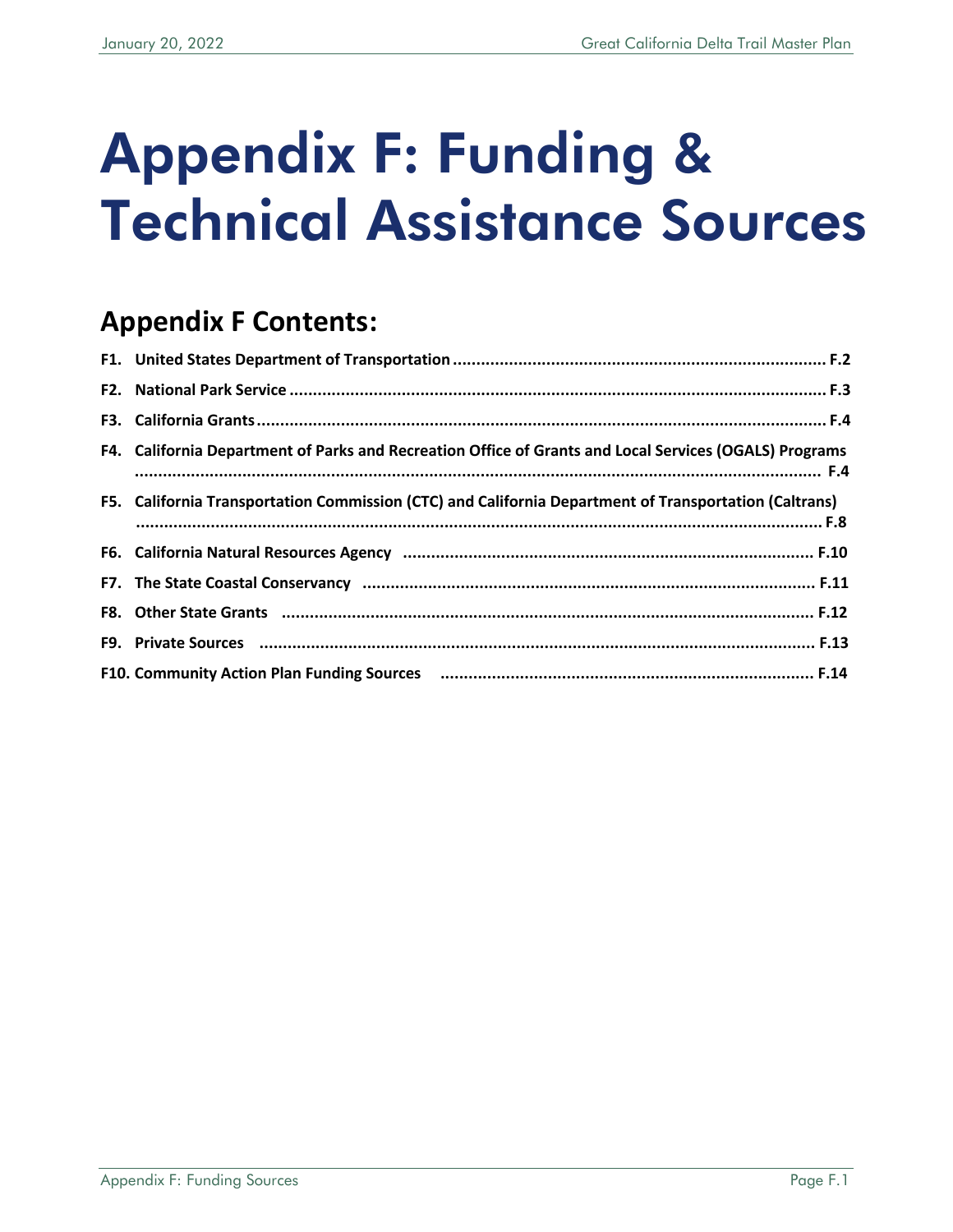# Appendix F: Funding & Technical Assistance Sources

## Appendix F Contents:

**F1. United States Department of Transportation ..................... F.2**

**F2. National Park Service ..................... F.3**

**F3. California Grants ..................... F.4**

**F4. California Department of Parks and Recreation Office of Grants and Local Services (OGALS) Programs ..................... F.4**

**F5. California Transportation Commission (CTC) and California Department of Transportation (Caltrans) ..................... F.8**

**F6. California Natural Resources Agency ..................... F.10**

**F7. The State Coastal Conservancy ..................... F.11**

**F8. Other State Grants ..................... F.12**

**F9. Private Sources ..................... F.13**

**F10. Community Action Plan Funding Sources ..................... F.14**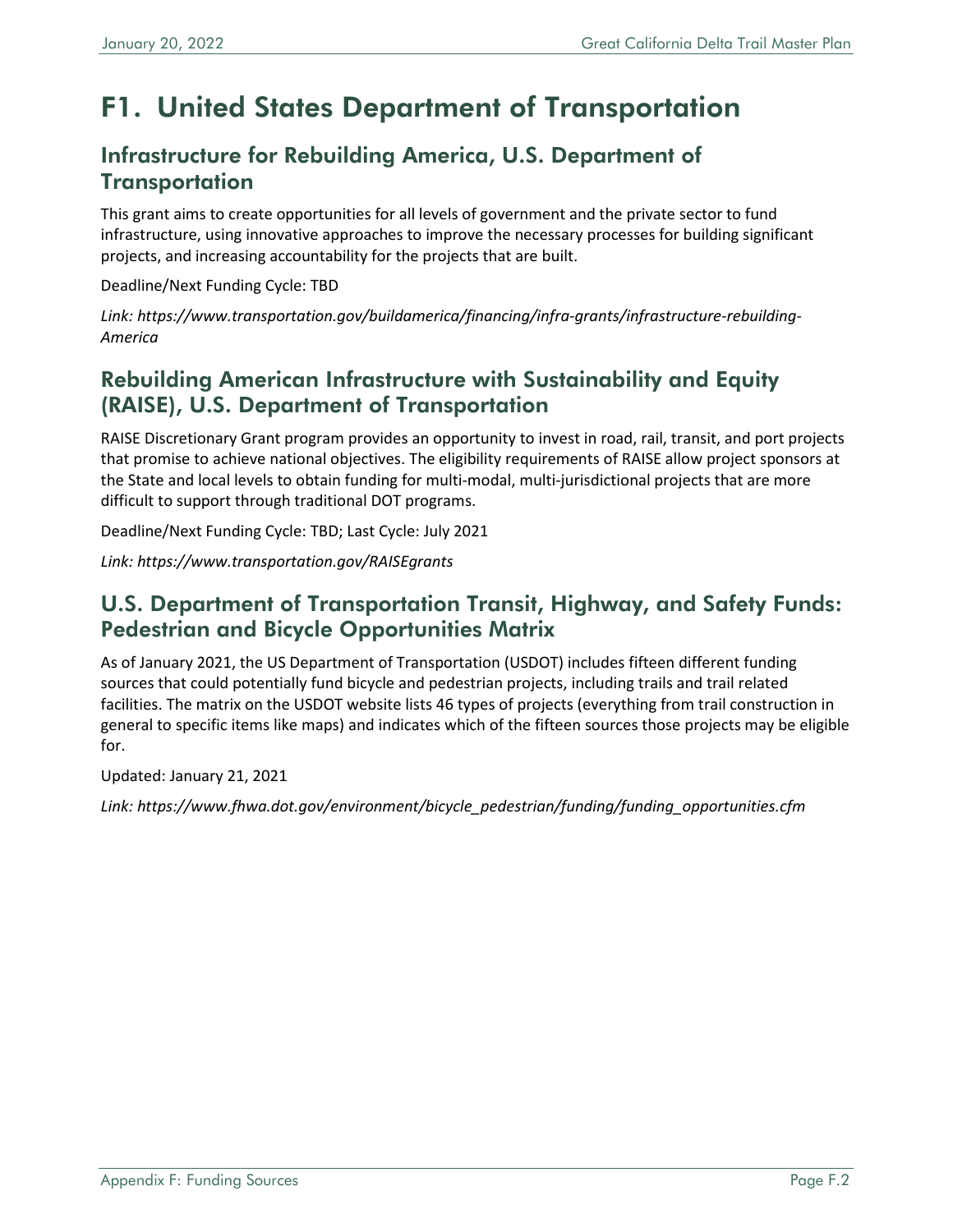# F1. United States Department of Transportation

## Infrastructure for Rebuilding America, U.S. Department of Transportation

This grant aims to create opportunities for all levels of government and the private sector to fund infrastructure, using innovative approaches to improve the necessary processes for building significant projects, and increasing accountability for the projects that are built.

Deadline/Next Funding Cycle: TBD

*Link: https://www.transportation.gov/buildamerica/financing/infra-grants/infrastructure-rebuilding-America*

## Rebuilding American Infrastructure with Sustainability and Equity (RAISE), U.S. Department of Transportation

RAISE Discretionary Grant program provides an opportunity to invest in road, rail, transit, and port projects that promise to achieve national objectives. The eligibility requirements of RAISE allow project sponsors at the State and local levels to obtain funding for multi-modal, multi-jurisdictional projects that are more difficult to support through traditional DOT programs.

Deadline/Next Funding Cycle: TBD; Last Cycle: July 2021

*Link: https://www.transportation.gov/RAISEgrants*

## U.S. Department of Transportation Transit, Highway, and Safety Funds: Pedestrian and Bicycle Opportunities Matrix

As of January 2021, the US Department of Transportation (USDOT) includes fifteen different funding sources that could potentially fund bicycle and pedestrian projects, including trails and trail related facilities. The matrix on the USDOT website lists 46 types of projects (everything from trail construction in general to specific items like maps) and indicates which of the fifteen sources those projects may be eligible for.

Updated: January 21, 2021

*Link: https://www.fhwa.dot.gov/environment/bicycle_pedestrian/funding/funding_opportunities.cfm*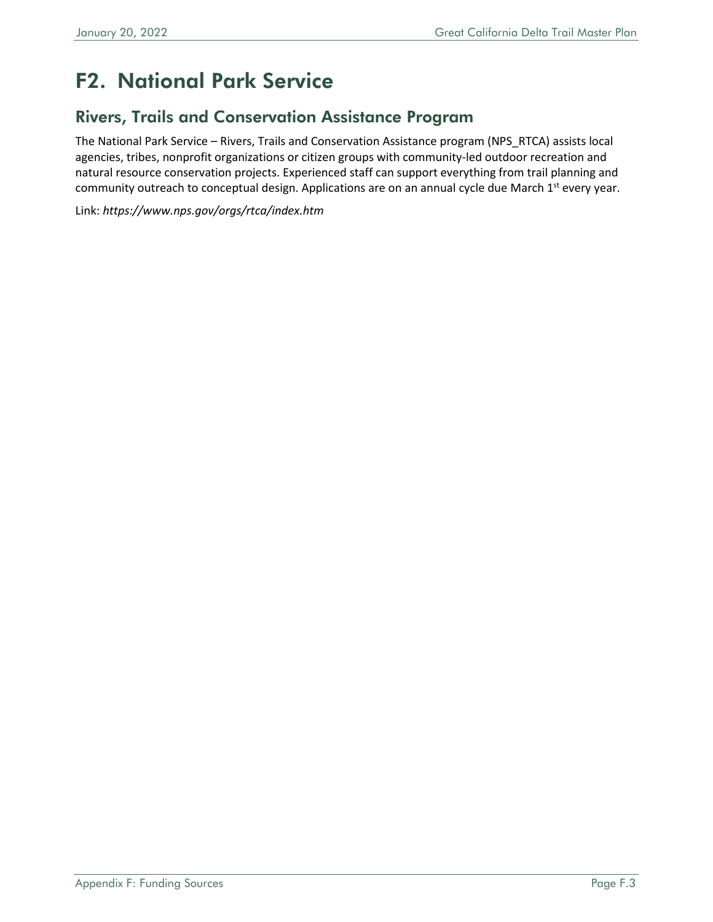# F2. National Park Service

## Rivers, Trails and Conservation Assistance Program

The National Park Service – Rivers, Trails and Conservation Assistance program (NPS_RTCA) assists local agencies, tribes, nonprofit organizations or citizen groups with community-led outdoor recreation and natural resource conservation projects. Experienced staff can support everything from trail planning and community outreach to conceptual design. Applications are on an annual cycle due March 1st every year.

Link: *https://www.nps.gov/orgs/rtca/index.htm*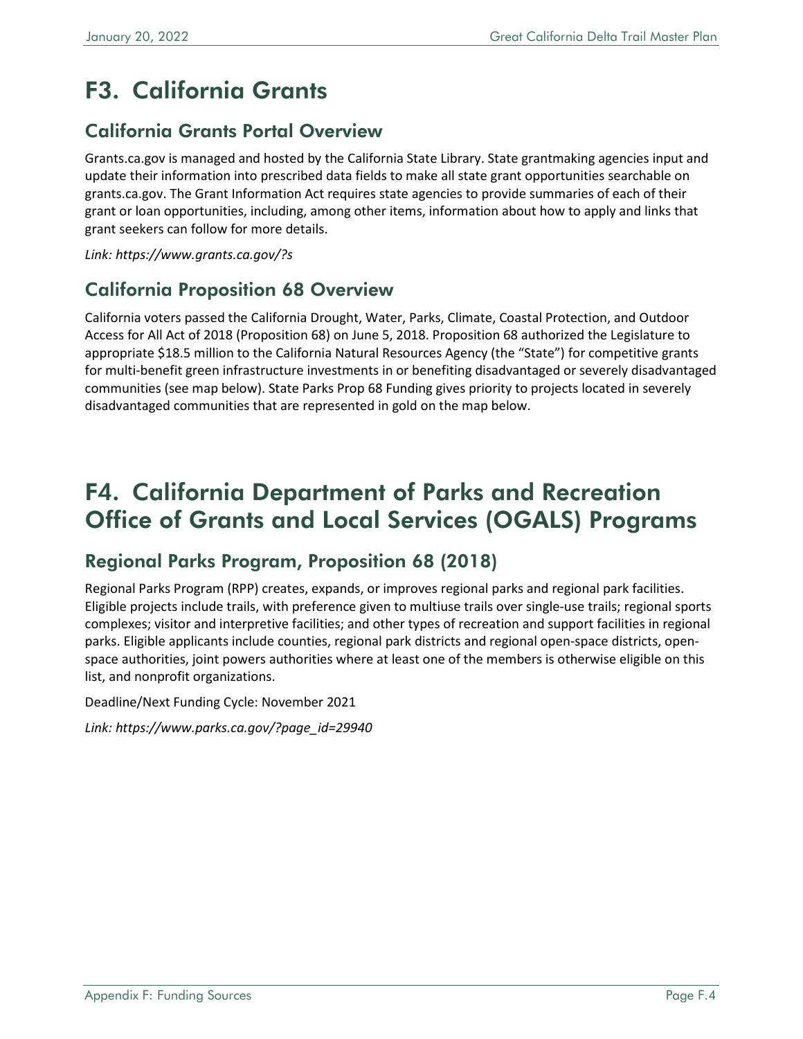# F3. California Grants

## California Grants Portal Overview

Grants.ca.gov is managed and hosted by the California State Library. State grantmaking agencies input and update their information into prescribed data fields to make all state grant opportunities searchable on grants.ca.gov. The Grant Information Act requires state agencies to provide summaries of each of their grant or loan opportunities, including, among other items, information about how to apply and links that grant seekers can follow for more details.

*Link: https://www.grants.ca.gov/?s*

## California Proposition 68 Overview

California voters passed the California Drought, Water, Parks, Climate, Coastal Protection, and Outdoor Access for All Act of 2018 (Proposition 68) on June 5, 2018. Proposition 68 authorized the Legislature to appropriate $18.5 million to the California Natural Resources Agency (the "State") for competitive grants for multi-benefit green infrastructure investments in or benefiting disadvantaged or severely disadvantaged communities (see map below). State Parks Prop 68 Funding gives priority to projects located in severely disadvantaged communities that are represented in gold on the map below.

# F4. California Department of Parks and Recreation Office of Grants and Local Services (OGALS) Programs

## Regional Parks Program, Proposition 68 (2018)

Regional Parks Program (RPP) creates, expands, or improves regional parks and regional park facilities. Eligible projects include trails, with preference given to multiuse trails over single-use trails; regional sports complexes; visitor and interpretive facilities; and other types of recreation and support facilities in regional parks. Eligible applicants include counties, regional park districts and regional open-space districts, open-space authorities, joint powers authorities where at least one of the members is otherwise eligible on this list, and nonprofit organizations.

Deadline/Next Funding Cycle: November 2021

*Link: https://www.parks.ca.gov/?page_id=29940*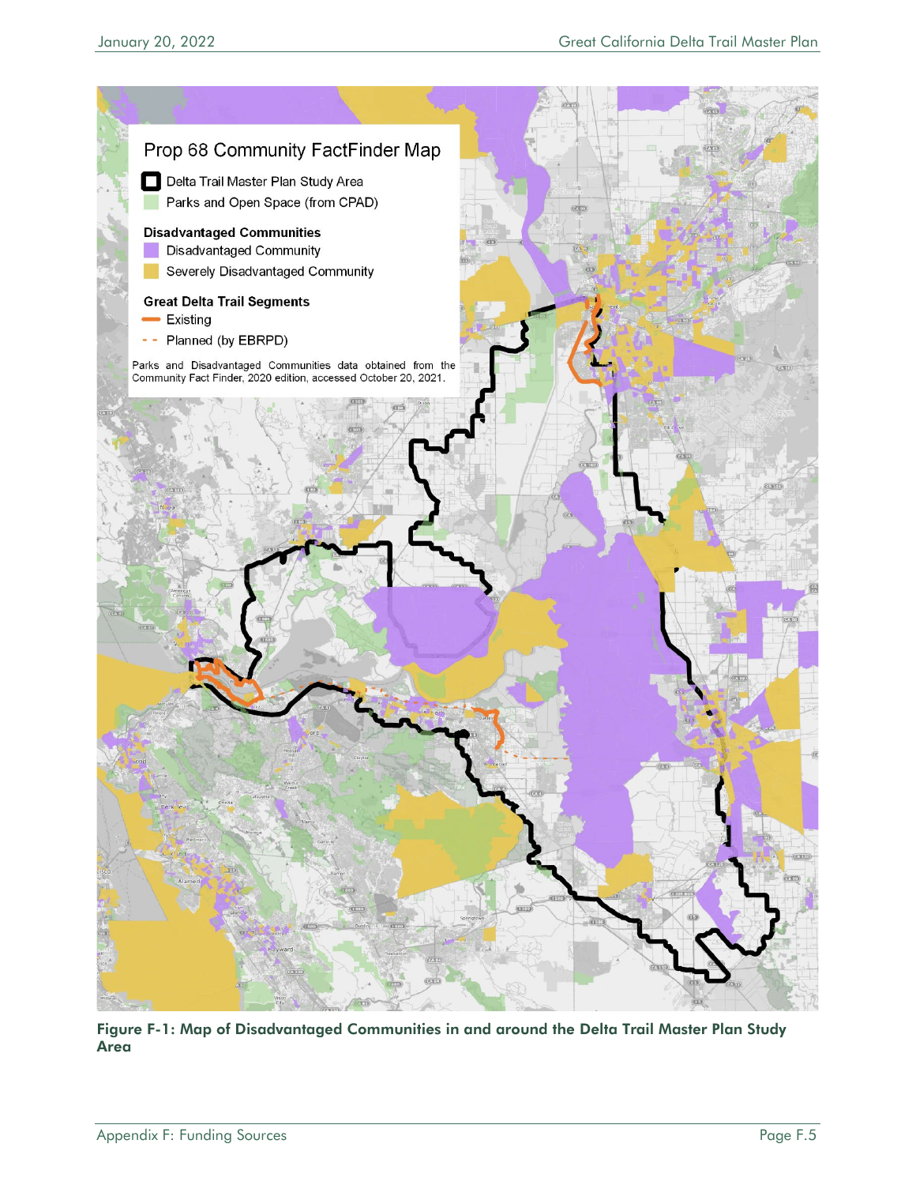Prop 68 Community FactFinder Map

- Delta Trail Master Plan Study Area
- Parks and Open Space (from CPAD)

**Disadvantaged Communities**

- Disadvantaged Community
- Severely Disadvantaged Community

**Great Delta Trail Segments**

- Existing
- Planned (by EBRPD)

Parks and Disadvantaged Communities data obtained from the Community Fact Finder, 2020 edition, accessed October 20, 2021.

**Figure F-1: Map of Disadvantaged Communities in and around the Delta Trail Master Plan Study Area**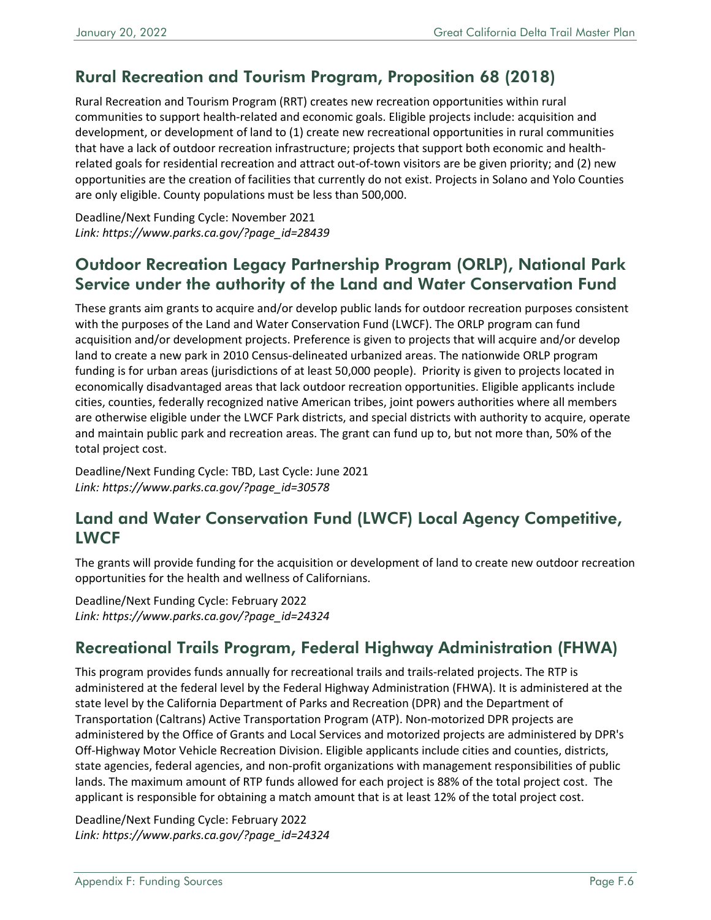## Rural Recreation and Tourism Program, Proposition 68 (2018)

Rural Recreation and Tourism Program (RRT) creates new recreation opportunities within rural communities to support health-related and economic goals. Eligible projects include: acquisition and development, or development of land to (1) create new recreational opportunities in rural communities that have a lack of outdoor recreation infrastructure; projects that support both economic and health-related goals for residential recreation and attract out-of-town visitors are be given priority; and (2) new opportunities are the creation of facilities that currently do not exist. Projects in Solano and Yolo Counties are only eligible. County populations must be less than 500,000.

Deadline/Next Funding Cycle: November 2021
*Link: https://www.parks.ca.gov/?page_id=28439*

## Outdoor Recreation Legacy Partnership Program (ORLP), National Park Service under the authority of the Land and Water Conservation Fund

These grants aim grants to acquire and/or develop public lands for outdoor recreation purposes consistent with the purposes of the Land and Water Conservation Fund (LWCF). The ORLP program can fund acquisition and/or development projects. Preference is given to projects that will acquire and/or develop land to create a new park in 2010 Census-delineated urbanized areas. The nationwide ORLP program funding is for urban areas (jurisdictions of at least 50,000 people). Priority is given to projects located in economically disadvantaged areas that lack outdoor recreation opportunities. Eligible applicants include cities, counties, federally recognized native American tribes, joint powers authorities where all members are otherwise eligible under the LWCF Park districts, and special districts with authority to acquire, operate and maintain public park and recreation areas. The grant can fund up to, but not more than, 50% of the total project cost.

Deadline/Next Funding Cycle: TBD, Last Cycle: June 2021
*Link: https://www.parks.ca.gov/?page_id=30578*

## Land and Water Conservation Fund (LWCF) Local Agency Competitive, LWCF

The grants will provide funding for the acquisition or development of land to create new outdoor recreation opportunities for the health and wellness of Californians.

Deadline/Next Funding Cycle: February 2022
*Link: https://www.parks.ca.gov/?page_id=24324*

## Recreational Trails Program, Federal Highway Administration (FHWA)

This program provides funds annually for recreational trails and trails-related projects. The RTP is administered at the federal level by the Federal Highway Administration (FHWA). It is administered at the state level by the California Department of Parks and Recreation (DPR) and the Department of Transportation (Caltrans) Active Transportation Program (ATP). Non-motorized DPR projects are administered by the Office of Grants and Local Services and motorized projects are administered by DPR's Off-Highway Motor Vehicle Recreation Division. Eligible applicants include cities and counties, districts, state agencies, federal agencies, and non-profit organizations with management responsibilities of public lands. The maximum amount of RTP funds allowed for each project is 88% of the total project cost. The applicant is responsible for obtaining a match amount that is at least 12% of the total project cost.

Deadline/Next Funding Cycle: February 2022
*Link: https://www.parks.ca.gov/?page_id=24324*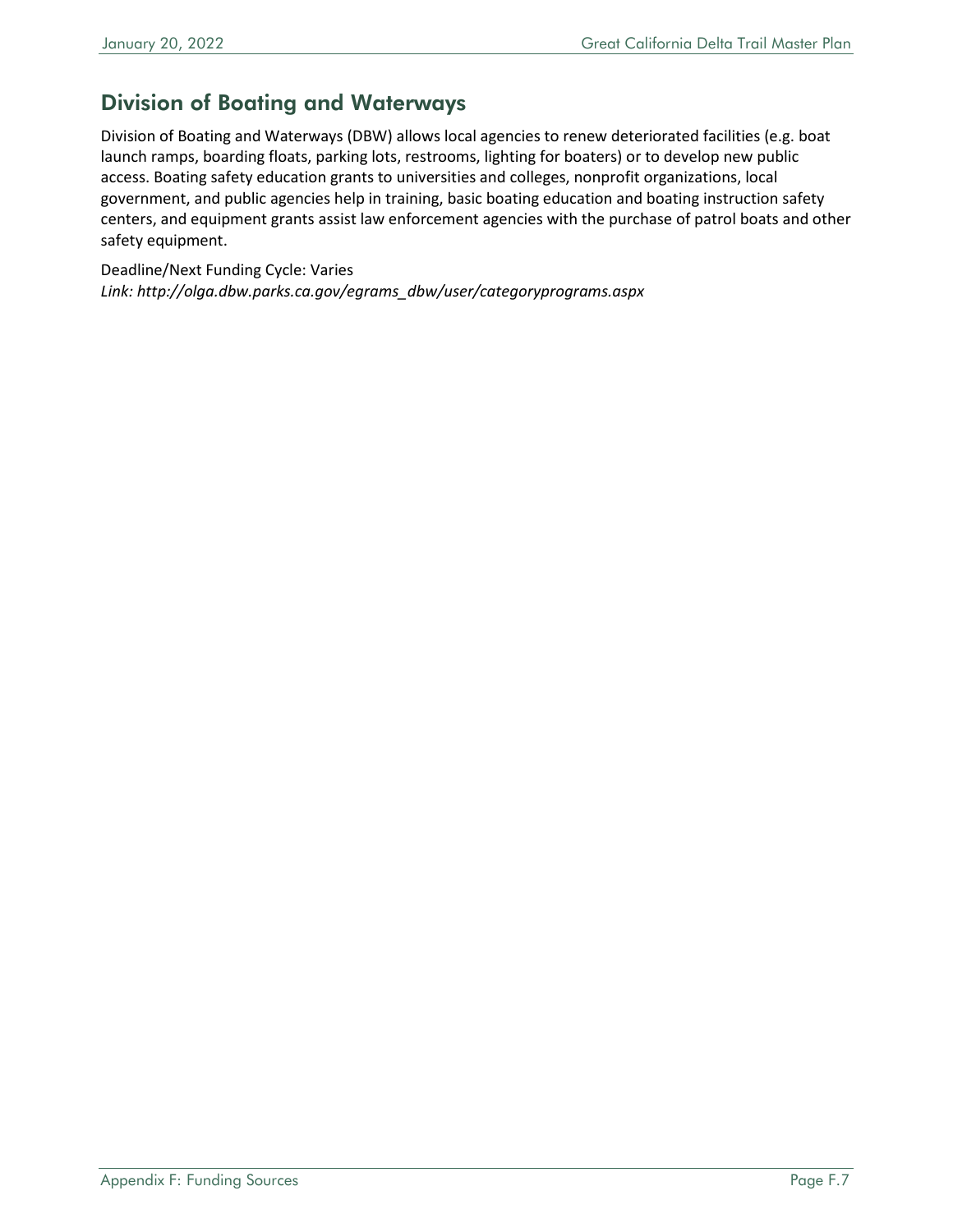## Division of Boating and Waterways

Division of Boating and Waterways (DBW) allows local agencies to renew deteriorated facilities (e.g. boat launch ramps, boarding floats, parking lots, restrooms, lighting for boaters) or to develop new public access. Boating safety education grants to universities and colleges, nonprofit organizations, local government, and public agencies help in training, basic boating education and boating instruction safety centers, and equipment grants assist law enforcement agencies with the purchase of patrol boats and other safety equipment.

Deadline/Next Funding Cycle: Varies
*Link: http://olga.dbw.parks.ca.gov/egrams_dbw/user/categoryprograms.aspx*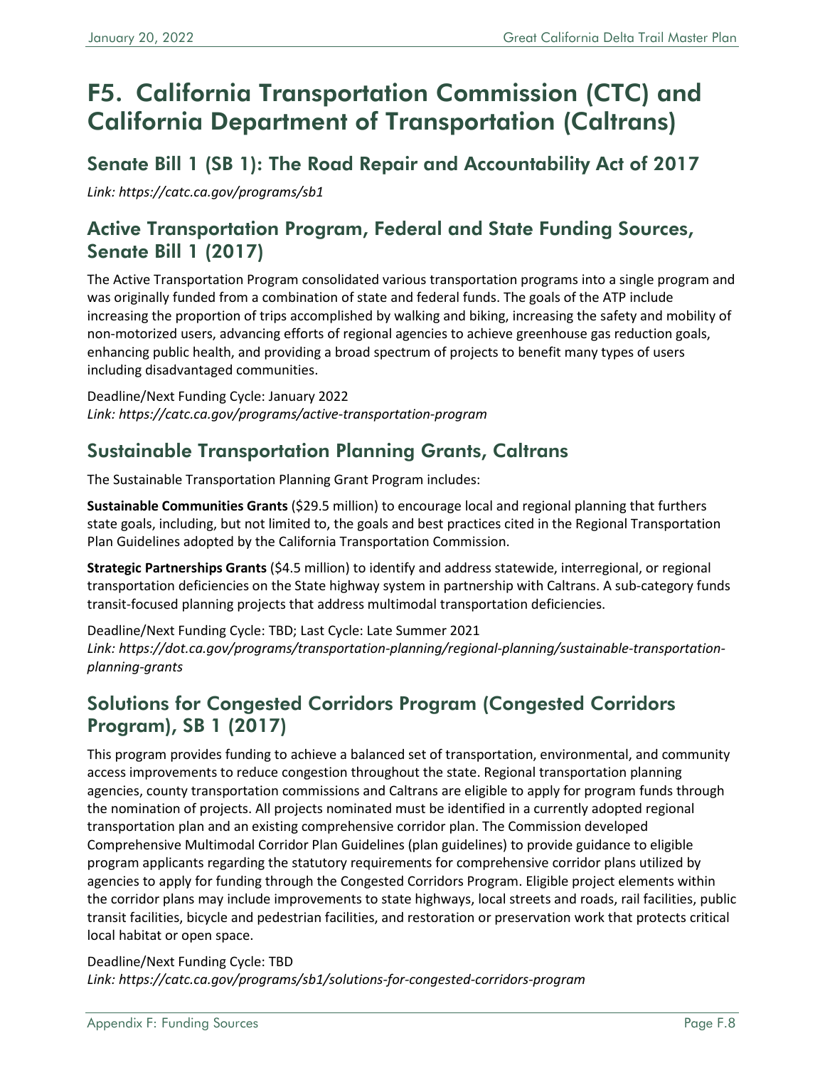# F5. California Transportation Commission (CTC) and California Department of Transportation (Caltrans)

## Senate Bill 1 (SB 1): The Road Repair and Accountability Act of 2017

*Link: https://catc.ca.gov/programs/sb1*

## Active Transportation Program, Federal and State Funding Sources, Senate Bill 1 (2017)

The Active Transportation Program consolidated various transportation programs into a single program and was originally funded from a combination of state and federal funds. The goals of the ATP include increasing the proportion of trips accomplished by walking and biking, increasing the safety and mobility of non-motorized users, advancing efforts of regional agencies to achieve greenhouse gas reduction goals, enhancing public health, and providing a broad spectrum of projects to benefit many types of users including disadvantaged communities.

Deadline/Next Funding Cycle: January 2022
*Link: https://catc.ca.gov/programs/active-transportation-program*

## Sustainable Transportation Planning Grants, Caltrans

The Sustainable Transportation Planning Grant Program includes:

**Sustainable Communities Grants** ($29.5 million) to encourage local and regional planning that furthers state goals, including, but not limited to, the goals and best practices cited in the Regional Transportation Plan Guidelines adopted by the California Transportation Commission.

**Strategic Partnerships Grants** ($4.5 million) to identify and address statewide, interregional, or regional transportation deficiencies on the State highway system in partnership with Caltrans. A sub-category funds transit-focused planning projects that address multimodal transportation deficiencies.

Deadline/Next Funding Cycle: TBD; Last Cycle: Late Summer 2021
*Link: https://dot.ca.gov/programs/transportation-planning/regional-planning/sustainable-transportation-planning-grants*

## Solutions for Congested Corridors Program (Congested Corridors Program), SB 1 (2017)

This program provides funding to achieve a balanced set of transportation, environmental, and community access improvements to reduce congestion throughout the state. Regional transportation planning agencies, county transportation commissions and Caltrans are eligible to apply for program funds through the nomination of projects. All projects nominated must be identified in a currently adopted regional transportation plan and an existing comprehensive corridor plan. The Commission developed Comprehensive Multimodal Corridor Plan Guidelines (plan guidelines) to provide guidance to eligible program applicants regarding the statutory requirements for comprehensive corridor plans utilized by agencies to apply for funding through the Congested Corridors Program. Eligible project elements within the corridor plans may include improvements to state highways, local streets and roads, rail facilities, public transit facilities, bicycle and pedestrian facilities, and restoration or preservation work that protects critical local habitat or open space.

Deadline/Next Funding Cycle: TBD
*Link: https://catc.ca.gov/programs/sb1/solutions-for-congested-corridors-program*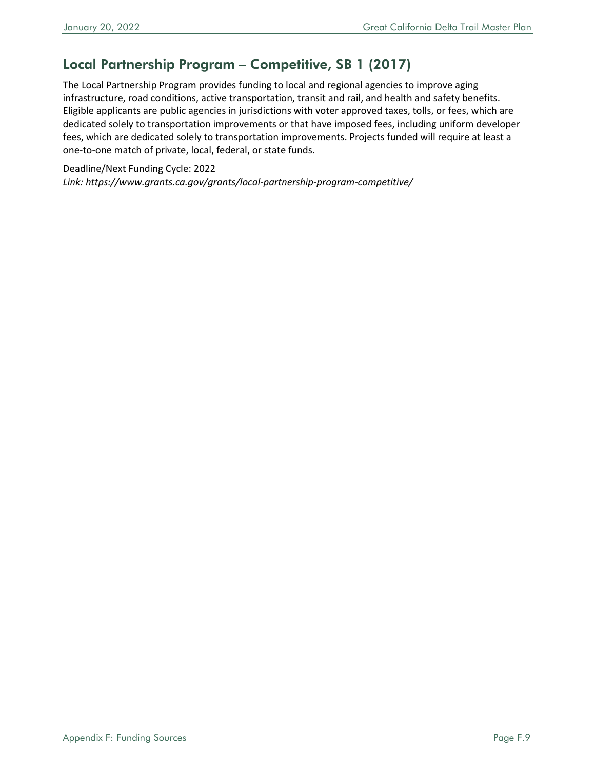## Local Partnership Program – Competitive, SB 1 (2017)

The Local Partnership Program provides funding to local and regional agencies to improve aging infrastructure, road conditions, active transportation, transit and rail, and health and safety benefits. Eligible applicants are public agencies in jurisdictions with voter approved taxes, tolls, or fees, which are dedicated solely to transportation improvements or that have imposed fees, including uniform developer fees, which are dedicated solely to transportation improvements. Projects funded will require at least a one-to-one match of private, local, federal, or state funds.

Deadline/Next Funding Cycle: 2022
*Link: https://www.grants.ca.gov/grants/local-partnership-program-competitive/*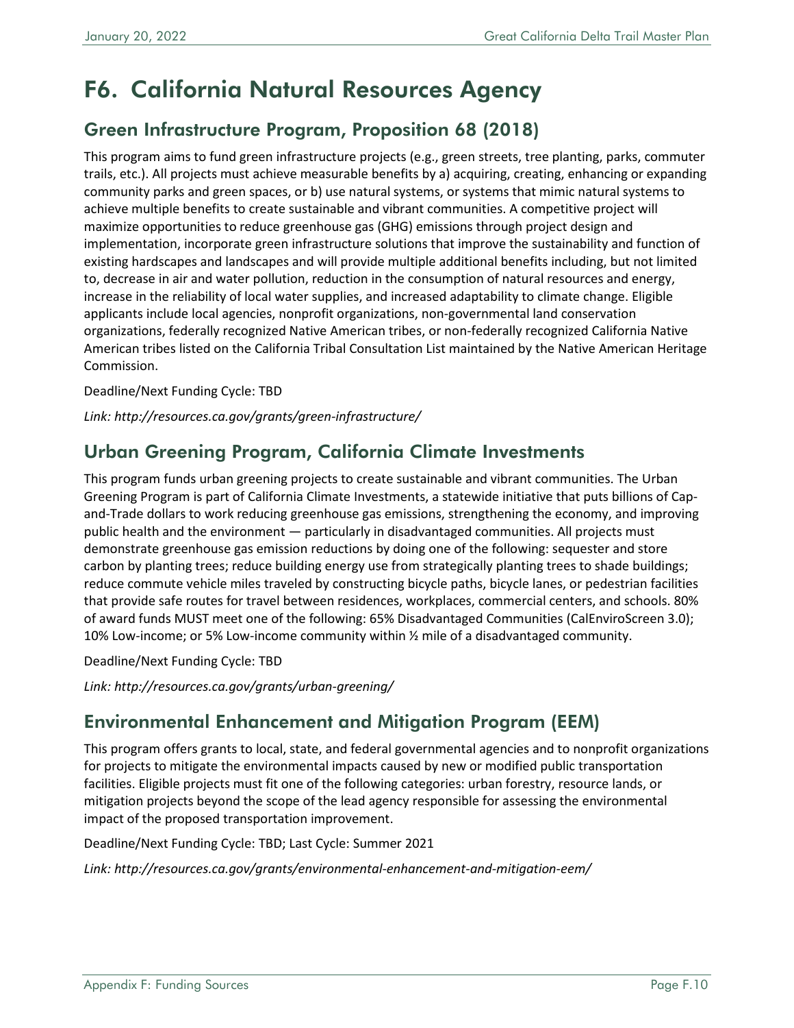# F6. California Natural Resources Agency

## Green Infrastructure Program, Proposition 68 (2018)

This program aims to fund green infrastructure projects (e.g., green streets, tree planting, parks, commuter trails, etc.). All projects must achieve measurable benefits by a) acquiring, creating, enhancing or expanding community parks and green spaces, or b) use natural systems, or systems that mimic natural systems to achieve multiple benefits to create sustainable and vibrant communities. A competitive project will maximize opportunities to reduce greenhouse gas (GHG) emissions through project design and implementation, incorporate green infrastructure solutions that improve the sustainability and function of existing hardscapes and landscapes and will provide multiple additional benefits including, but not limited to, decrease in air and water pollution, reduction in the consumption of natural resources and energy, increase in the reliability of local water supplies, and increased adaptability to climate change. Eligible applicants include local agencies, nonprofit organizations, non-governmental land conservation organizations, federally recognized Native American tribes, or non-federally recognized California Native American tribes listed on the California Tribal Consultation List maintained by the Native American Heritage Commission.

Deadline/Next Funding Cycle: TBD

*Link: http://resources.ca.gov/grants/green-infrastructure/*

## Urban Greening Program, California Climate Investments

This program funds urban greening projects to create sustainable and vibrant communities. The Urban Greening Program is part of California Climate Investments, a statewide initiative that puts billions of Cap-and-Trade dollars to work reducing greenhouse gas emissions, strengthening the economy, and improving public health and the environment — particularly in disadvantaged communities. All projects must demonstrate greenhouse gas emission reductions by doing one of the following: sequester and store carbon by planting trees; reduce building energy use from strategically planting trees to shade buildings; reduce commute vehicle miles traveled by constructing bicycle paths, bicycle lanes, or pedestrian facilities that provide safe routes for travel between residences, workplaces, commercial centers, and schools. 80% of award funds MUST meet one of the following: 65% Disadvantaged Communities (CalEnviroScreen 3.0); 10% Low-income; or 5% Low-income community within ½ mile of a disadvantaged community.

Deadline/Next Funding Cycle: TBD

*Link: http://resources.ca.gov/grants/urban-greening/*

## Environmental Enhancement and Mitigation Program (EEM)

This program offers grants to local, state, and federal governmental agencies and to nonprofit organizations for projects to mitigate the environmental impacts caused by new or modified public transportation facilities. Eligible projects must fit one of the following categories: urban forestry, resource lands, or mitigation projects beyond the scope of the lead agency responsible for assessing the environmental impact of the proposed transportation improvement.

Deadline/Next Funding Cycle: TBD; Last Cycle: Summer 2021

*Link: http://resources.ca.gov/grants/environmental-enhancement-and-mitigation-eem/*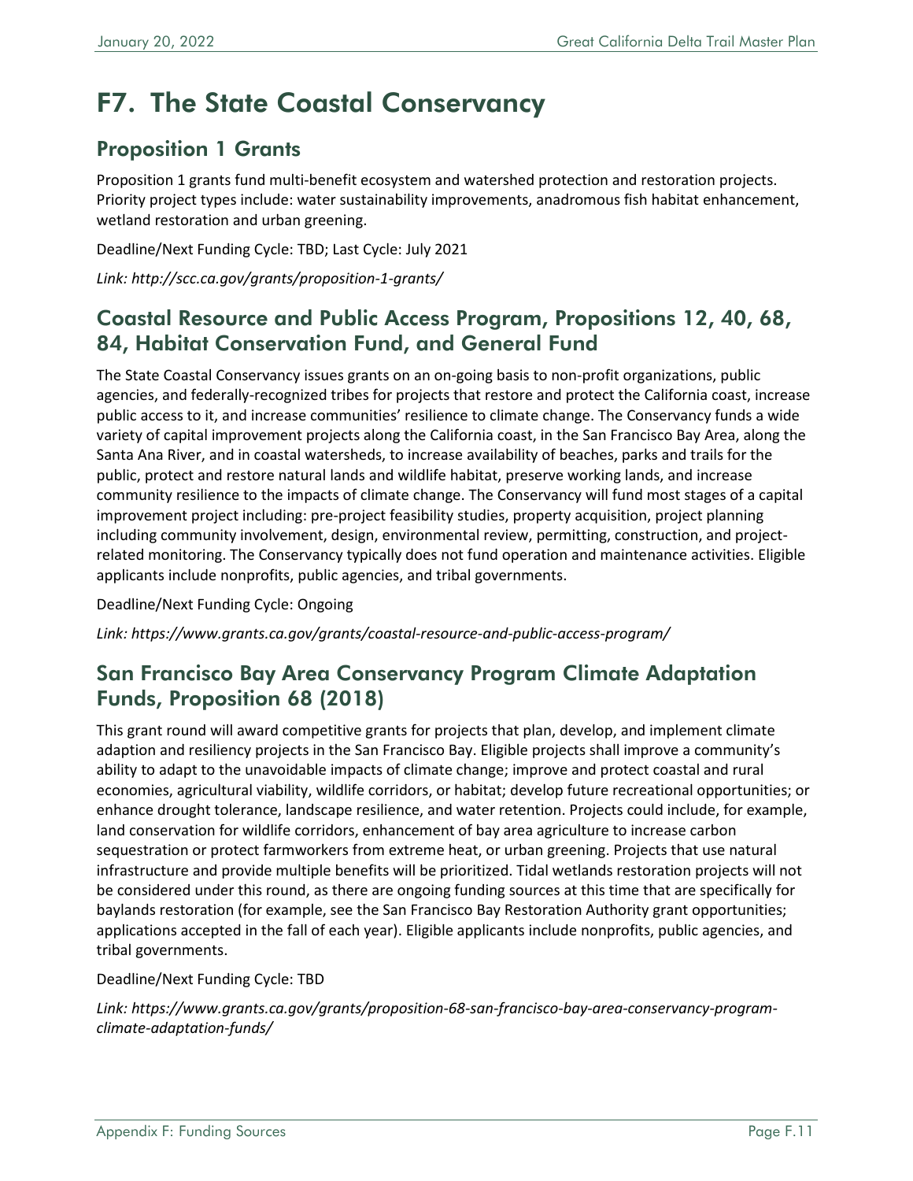# F7. The State Coastal Conservancy

## Proposition 1 Grants

Proposition 1 grants fund multi-benefit ecosystem and watershed protection and restoration projects. Priority project types include: water sustainability improvements, anadromous fish habitat enhancement, wetland restoration and urban greening.

Deadline/Next Funding Cycle: TBD; Last Cycle: July 2021

*Link: http://scc.ca.gov/grants/proposition-1-grants/*

## Coastal Resource and Public Access Program, Propositions 12, 40, 68, 84, Habitat Conservation Fund, and General Fund

The State Coastal Conservancy issues grants on an on-going basis to non-profit organizations, public agencies, and federally-recognized tribes for projects that restore and protect the California coast, increase public access to it, and increase communities' resilience to climate change. The Conservancy funds a wide variety of capital improvement projects along the California coast, in the San Francisco Bay Area, along the Santa Ana River, and in coastal watersheds, to increase availability of beaches, parks and trails for the public, protect and restore natural lands and wildlife habitat, preserve working lands, and increase community resilience to the impacts of climate change. The Conservancy will fund most stages of a capital improvement project including: pre-project feasibility studies, property acquisition, project planning including community involvement, design, environmental review, permitting, construction, and project-related monitoring. The Conservancy typically does not fund operation and maintenance activities. Eligible applicants include nonprofits, public agencies, and tribal governments.

Deadline/Next Funding Cycle: Ongoing

*Link: https://www.grants.ca.gov/grants/coastal-resource-and-public-access-program/*

## San Francisco Bay Area Conservancy Program Climate Adaptation Funds, Proposition 68 (2018)

This grant round will award competitive grants for projects that plan, develop, and implement climate adaption and resiliency projects in the San Francisco Bay. Eligible projects shall improve a community's ability to adapt to the unavoidable impacts of climate change; improve and protect coastal and rural economies, agricultural viability, wildlife corridors, or habitat; develop future recreational opportunities; or enhance drought tolerance, landscape resilience, and water retention. Projects could include, for example, land conservation for wildlife corridors, enhancement of bay area agriculture to increase carbon sequestration or protect farmworkers from extreme heat, or urban greening. Projects that use natural infrastructure and provide multiple benefits will be prioritized. Tidal wetlands restoration projects will not be considered under this round, as there are ongoing funding sources at this time that are specifically for baylands restoration (for example, see the San Francisco Bay Restoration Authority grant opportunities; applications accepted in the fall of each year). Eligible applicants include nonprofits, public agencies, and tribal governments.

Deadline/Next Funding Cycle: TBD

*Link: https://www.grants.ca.gov/grants/proposition-68-san-francisco-bay-area-conservancy-program-climate-adaptation-funds/*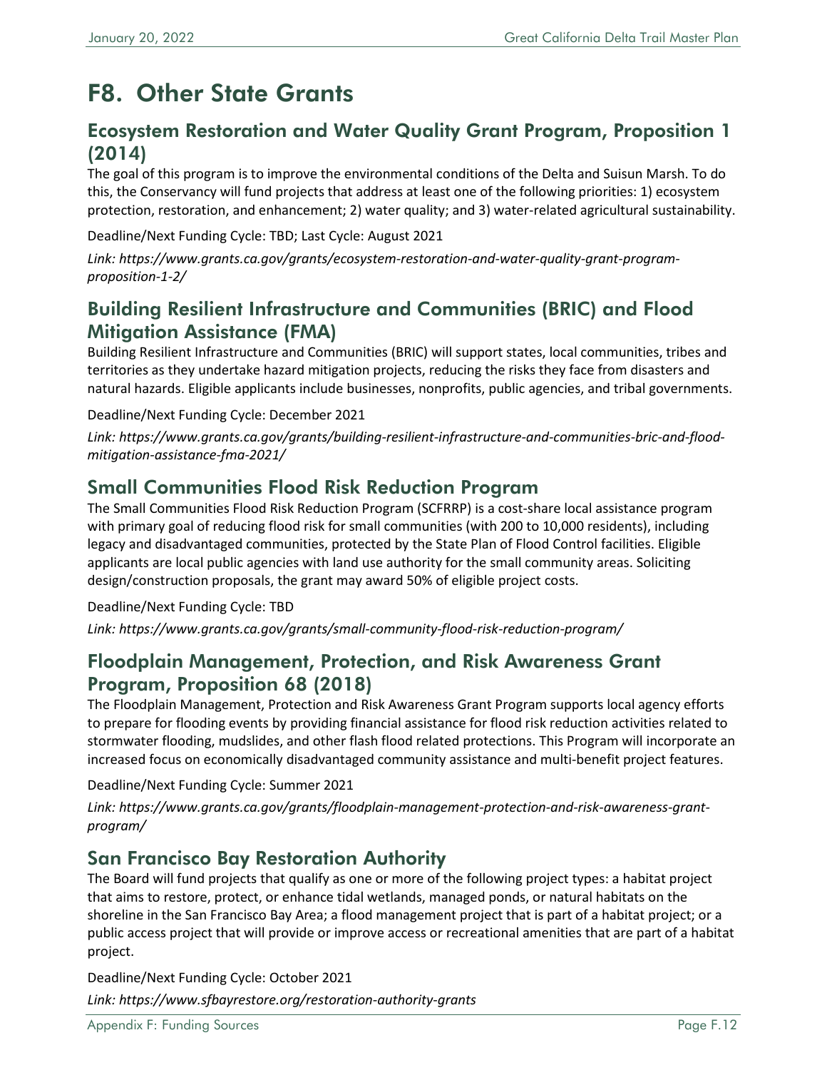# F8. Other State Grants

## Ecosystem Restoration and Water Quality Grant Program, Proposition 1 (2014)

The goal of this program is to improve the environmental conditions of the Delta and Suisun Marsh. To do this, the Conservancy will fund projects that address at least one of the following priorities: 1) ecosystem protection, restoration, and enhancement; 2) water quality; and 3) water-related agricultural sustainability.

Deadline/Next Funding Cycle: TBD; Last Cycle: August 2021

*Link: https://www.grants.ca.gov/grants/ecosystem-restoration-and-water-quality-grant-program-proposition-1-2/*

## Building Resilient Infrastructure and Communities (BRIC) and Flood Mitigation Assistance (FMA)

Building Resilient Infrastructure and Communities (BRIC) will support states, local communities, tribes and territories as they undertake hazard mitigation projects, reducing the risks they face from disasters and natural hazards. Eligible applicants include businesses, nonprofits, public agencies, and tribal governments.

Deadline/Next Funding Cycle: December 2021

*Link: https://www.grants.ca.gov/grants/building-resilient-infrastructure-and-communities-bric-and-flood-mitigation-assistance-fma-2021/*

## Small Communities Flood Risk Reduction Program

The Small Communities Flood Risk Reduction Program (SCFRRP) is a cost-share local assistance program with primary goal of reducing flood risk for small communities (with 200 to 10,000 residents), including legacy and disadvantaged communities, protected by the State Plan of Flood Control facilities. Eligible applicants are local public agencies with land use authority for the small community areas. Soliciting design/construction proposals, the grant may award 50% of eligible project costs.

Deadline/Next Funding Cycle: TBD

*Link: https://www.grants.ca.gov/grants/small-community-flood-risk-reduction-program/*

## Floodplain Management, Protection, and Risk Awareness Grant Program, Proposition 68 (2018)

The Floodplain Management, Protection and Risk Awareness Grant Program supports local agency efforts to prepare for flooding events by providing financial assistance for flood risk reduction activities related to stormwater flooding, mudslides, and other flash flood related protections. This Program will incorporate an increased focus on economically disadvantaged community assistance and multi-benefit project features.

Deadline/Next Funding Cycle: Summer 2021

*Link: https://www.grants.ca.gov/grants/floodplain-management-protection-and-risk-awareness-grant-program/*

## San Francisco Bay Restoration Authority

The Board will fund projects that qualify as one or more of the following project types: a habitat project that aims to restore, protect, or enhance tidal wetlands, managed ponds, or natural habitats on the shoreline in the San Francisco Bay Area; a flood management project that is part of a habitat project; or a public access project that will provide or improve access or recreational amenities that are part of a habitat project.

Deadline/Next Funding Cycle: October 2021

*Link: https://www.sfbayrestore.org/restoration-authority-grants*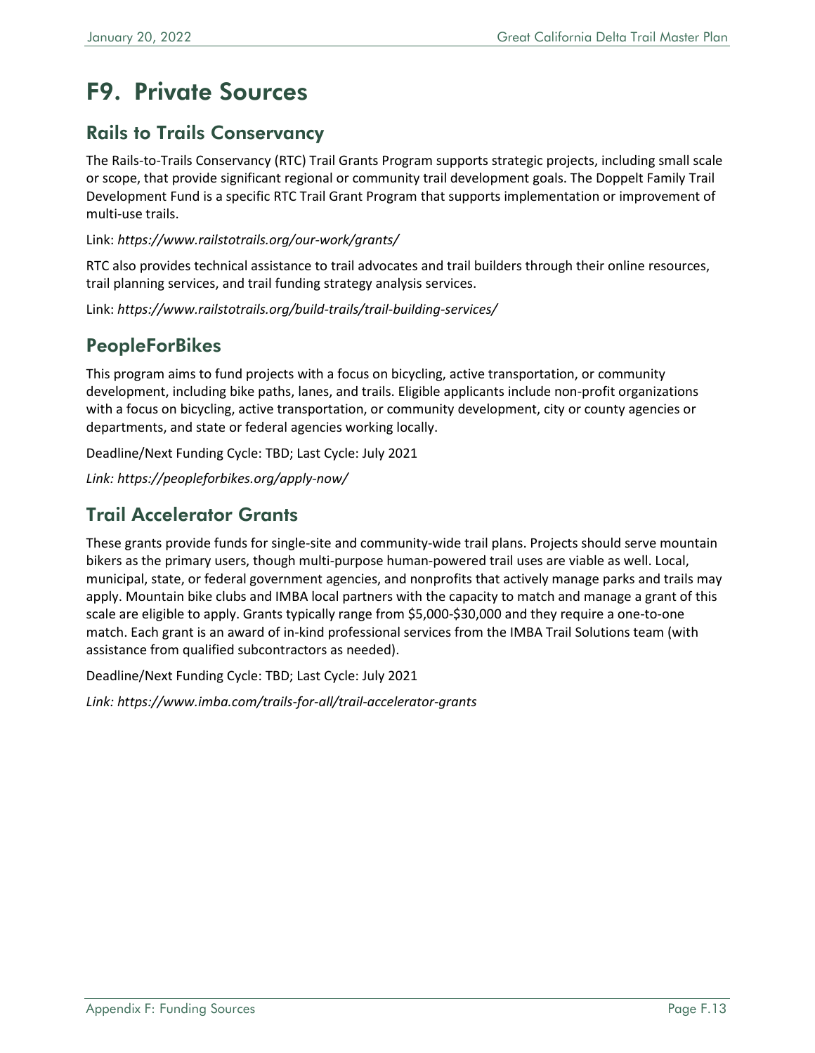# F9. Private Sources

## Rails to Trails Conservancy

The Rails-to-Trails Conservancy (RTC) Trail Grants Program supports strategic projects, including small scale or scope, that provide significant regional or community trail development goals. The Doppelt Family Trail Development Fund is a specific RTC Trail Grant Program that supports implementation or improvement of multi-use trails.

Link: *https://www.railstotrails.org/our-work/grants/*

RTC also provides technical assistance to trail advocates and trail builders through their online resources, trail planning services, and trail funding strategy analysis services.

Link: *https://www.railstotrails.org/build-trails/trail-building-services/*

## PeopleForBikes

This program aims to fund projects with a focus on bicycling, active transportation, or community development, including bike paths, lanes, and trails. Eligible applicants include non-profit organizations with a focus on bicycling, active transportation, or community development, city or county agencies or departments, and state or federal agencies working locally.

Deadline/Next Funding Cycle: TBD; Last Cycle: July 2021

*Link: https://peopleforbikes.org/apply-now/*

## Trail Accelerator Grants

These grants provide funds for single-site and community-wide trail plans. Projects should serve mountain bikers as the primary users, though multi-purpose human-powered trail uses are viable as well. Local, municipal, state, or federal government agencies, and nonprofits that actively manage parks and trails may apply. Mountain bike clubs and IMBA local partners with the capacity to match and manage a grant of this scale are eligible to apply. Grants typically range from $5,000-$30,000 and they require a one-to-one match. Each grant is an award of in-kind professional services from the IMBA Trail Solutions team (with assistance from qualified subcontractors as needed).

Deadline/Next Funding Cycle: TBD; Last Cycle: July 2021

*Link: https://www.imba.com/trails-for-all/trail-accelerator-grants*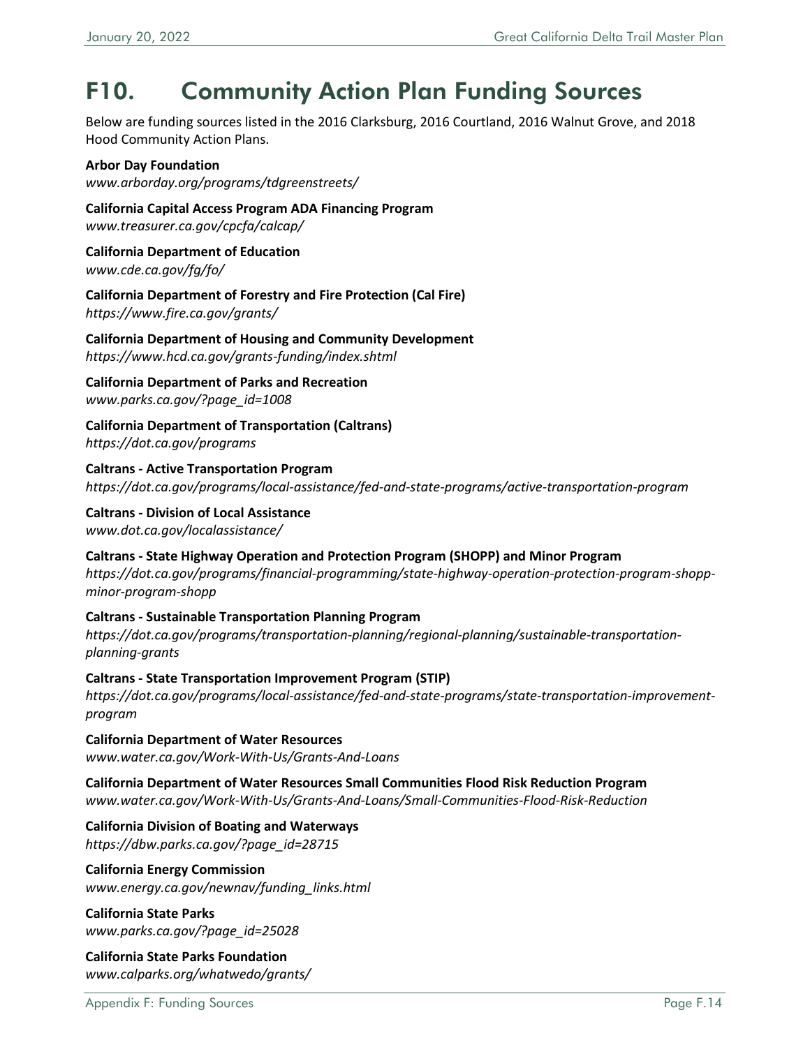# F10. Community Action Plan Funding Sources

Below are funding sources listed in the 2016 Clarksburg, 2016 Courtland, 2016 Walnut Grove, and 2018 Hood Community Action Plans.

**Arbor Day Foundation**
*www.arborday.org/programs/tdgreenstreets/*

**California Capital Access Program ADA Financing Program**
*www.treasurer.ca.gov/cpcfa/calcap/*

**California Department of Education**
*www.cde.ca.gov/fg/fo/*

**California Department of Forestry and Fire Protection (Cal Fire)**
*https://www.fire.ca.gov/grants/*

**California Department of Housing and Community Development**
*https://www.hcd.ca.gov/grants-funding/index.shtml*

**California Department of Parks and Recreation**
*www.parks.ca.gov/?page_id=1008*

**California Department of Transportation (Caltrans)**
*https://dot.ca.gov/programs*

**Caltrans - Active Transportation Program**
*https://dot.ca.gov/programs/local-assistance/fed-and-state-programs/active-transportation-program*

**Caltrans - Division of Local Assistance**
*www.dot.ca.gov/localassistance/*

**Caltrans - State Highway Operation and Protection Program (SHOPP) and Minor Program**
*https://dot.ca.gov/programs/financial-programming/state-highway-operation-protection-program-shopp-minor-program-shopp*

**Caltrans - Sustainable Transportation Planning Program**
*https://dot.ca.gov/programs/transportation-planning/regional-planning/sustainable-transportation-planning-grants*

**Caltrans - State Transportation Improvement Program (STIP)**
*https://dot.ca.gov/programs/local-assistance/fed-and-state-programs/state-transportation-improvement-program*

**California Department of Water Resources**
*www.water.ca.gov/Work-With-Us/Grants-And-Loans*

**California Department of Water Resources Small Communities Flood Risk Reduction Program**
*www.water.ca.gov/Work-With-Us/Grants-And-Loans/Small-Communities-Flood-Risk-Reduction*

**California Division of Boating and Waterways**
*https://dbw.parks.ca.gov/?page_id=28715*

**California Energy Commission**
*www.energy.ca.gov/newnav/funding_links.html*

**California State Parks**
*www.parks.ca.gov/?page_id=25028*

**California State Parks Foundation**
*www.calparks.org/whatwedo/grants/*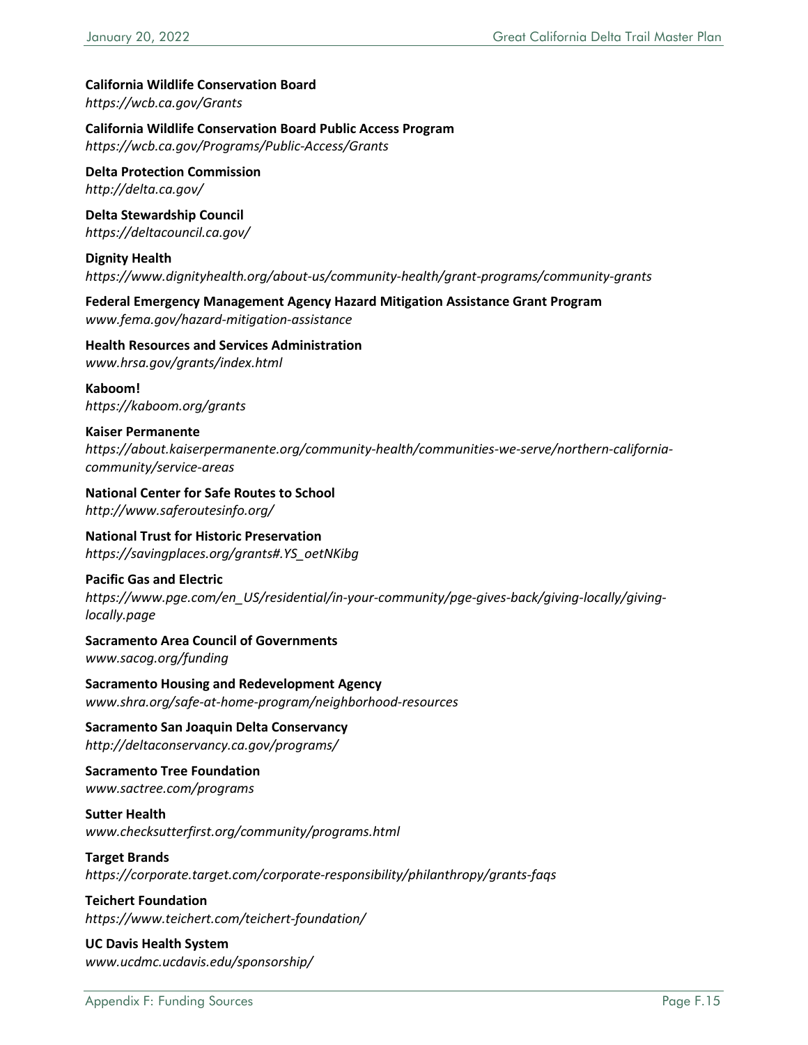**California Wildlife Conservation Board**
*https://wcb.ca.gov/Grants*

**California Wildlife Conservation Board Public Access Program**
*https://wcb.ca.gov/Programs/Public-Access/Grants*

**Delta Protection Commission**
*http://delta.ca.gov/*

**Delta Stewardship Council**
*https://deltacouncil.ca.gov/*

**Dignity Health**
*https://www.dignityhealth.org/about-us/community-health/grant-programs/community-grants*

**Federal Emergency Management Agency Hazard Mitigation Assistance Grant Program**
*www.fema.gov/hazard-mitigation-assistance*

**Health Resources and Services Administration**
*www.hrsa.gov/grants/index.html*

**Kaboom!**
*https://kaboom.org/grants*

**Kaiser Permanente**
*https://about.kaiserpermanente.org/community-health/communities-we-serve/northern-california-community/service-areas*

**National Center for Safe Routes to School**
*http://www.saferoutesinfo.org/*

**National Trust for Historic Preservation**
*https://savingplaces.org/grants#.YS_oetNKibg*

**Pacific Gas and Electric**
*https://www.pge.com/en_US/residential/in-your-community/pge-gives-back/giving-locally/giving-locally.page*

**Sacramento Area Council of Governments**
*www.sacog.org/funding*

**Sacramento Housing and Redevelopment Agency**
*www.shra.org/safe-at-home-program/neighborhood-resources*

**Sacramento San Joaquin Delta Conservancy**
*http://deltaconservancy.ca.gov/programs/*

**Sacramento Tree Foundation**
*www.sactree.com/programs*

**Sutter Health**
*www.checksutterfirst.org/community/programs.html*

**Target Brands**
*https://corporate.target.com/corporate-responsibility/philanthropy/grants-faqs*

**Teichert Foundation**
*https://www.teichert.com/teichert-foundation/*

**UC Davis Health System**
*www.ucdmc.ucdavis.edu/sponsorship/*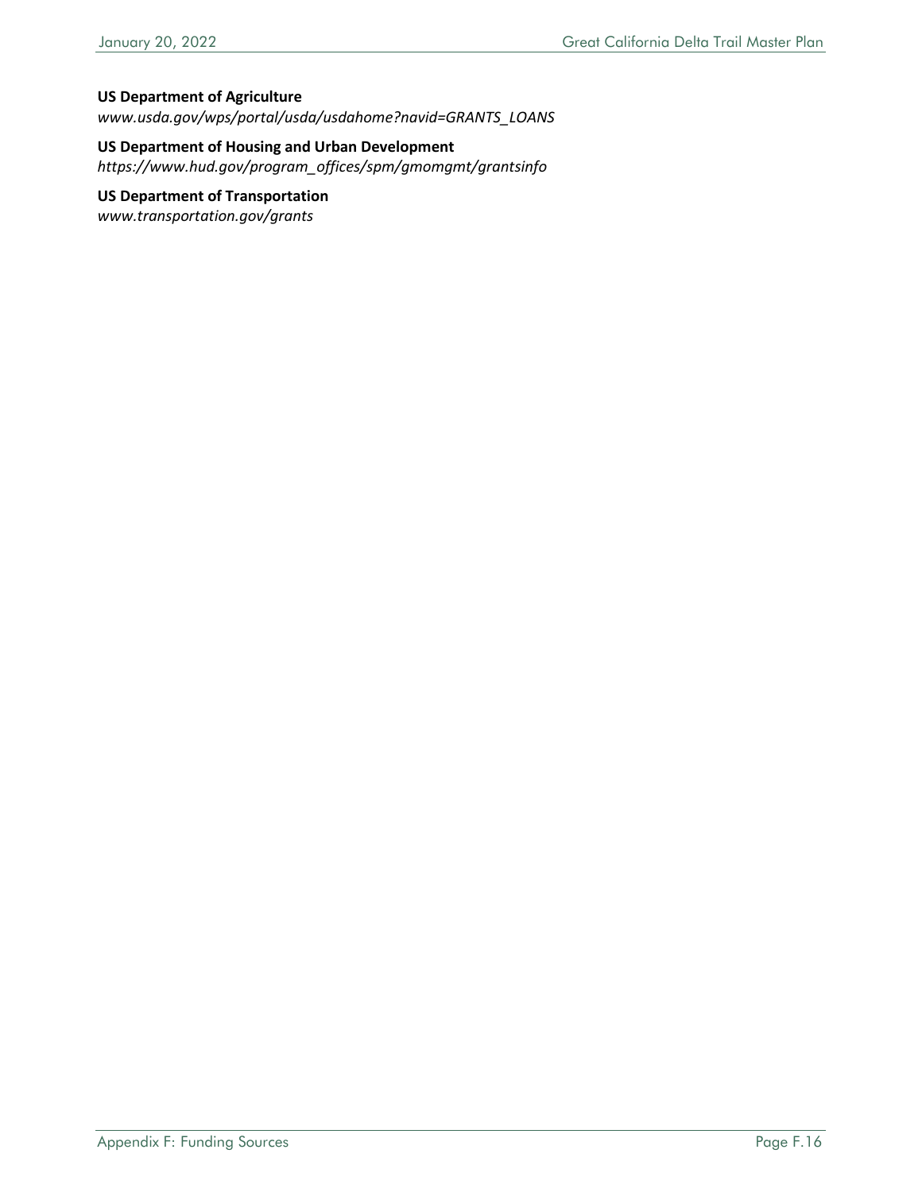**US Department of Agriculture**
*www.usda.gov/wps/portal/usda/usdahome?navid=GRANTS_LOANS*

**US Department of Housing and Urban Development**
*https://www.hud.gov/program_offices/spm/gmomgmt/grantsinfo*

**US Department of Transportation**
*www.transportation.gov/grants*